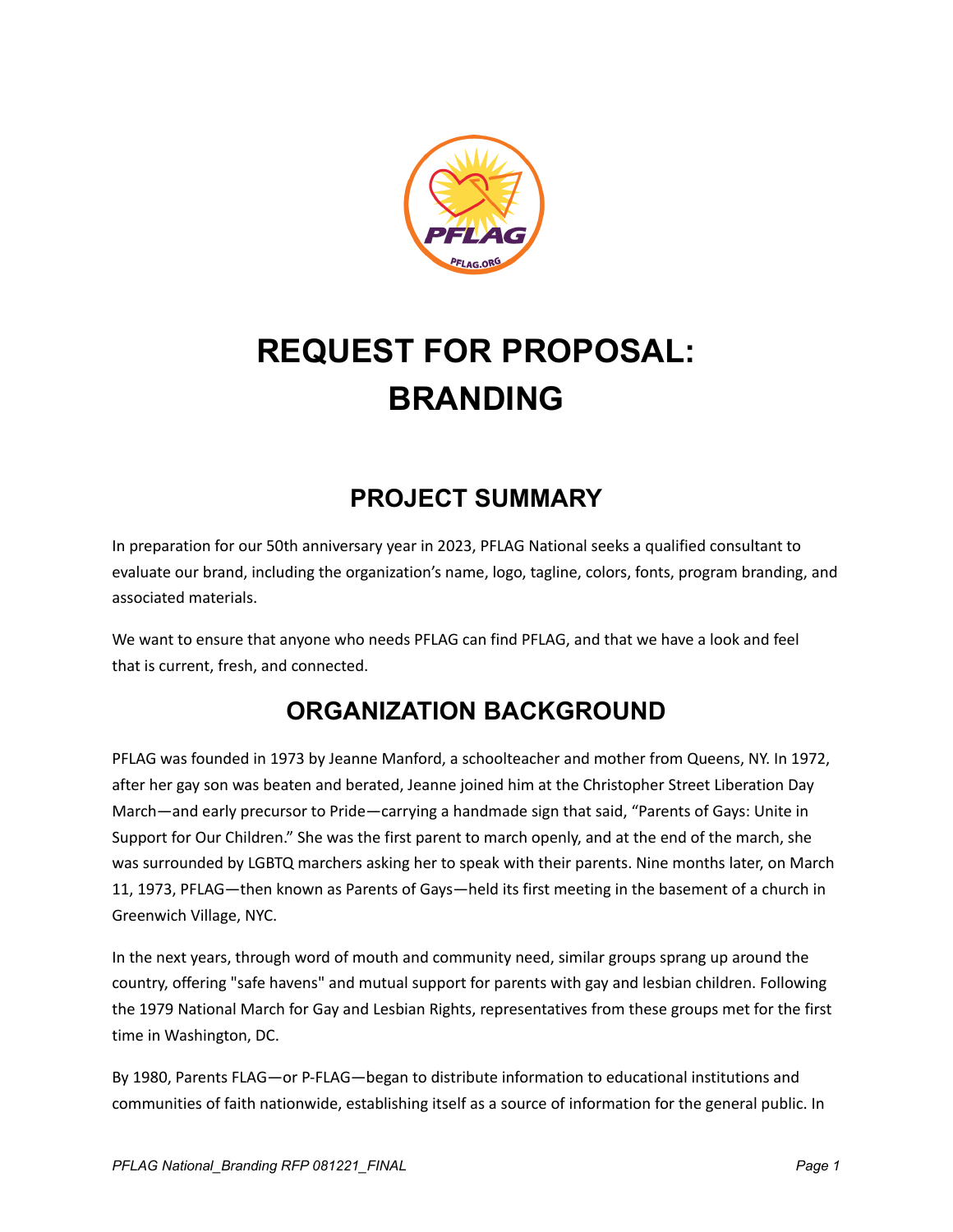# REQUEST FOR PROPOSAL: BRANDING

## PROJECT SUMMARY

In preparation for our 50th anniversary year in 2023, PFLAG National seeks a qualified consultant to evaluate our brand, including the organization's name, logo, tagline, colors, fonts, program branding, and associated materials.

We want to ensure that anyone who needs PFLAG can find PFLAG, and that we have a look and feel that is current, fresh, and connected.

## ORGANIZATION BACKGROUND

PFLAG was founded in 1973 by Jeanne Manford, a schoolteacher and mother from Queens, NY. In 1972, after her gay son was beaten and berated, Jeanne joined him at the Christopher Street Liberation Day March—and early precursor to Pride—carrying a handmade sign that said, "Parents of Gays: Unite in Support for Our Children." She was the first parent to march openly, and at the end of the march, she was surrounded by LGBTQ marchers asking her to speak with their parents. Nine months later, on March 11, 1973, PFLAG—then known as Parents of Gays—held its first meeting in the basement of a church in Greenwich Village, NYC.

In the next years, through word of mouth and community need, similar groups sprang up around the country, offering "safe havens" and mutual support for parents with gay and lesbian children. Following the 1979 National March for Gay and Lesbian Rights, representatives from these groups met for the first time in Washington, DC.

By 1980, Parents FLAG—or P-FLAG—began to distribute information to educational institutions and communities of faith nationwide, establishing itself as a source of information for the general public. In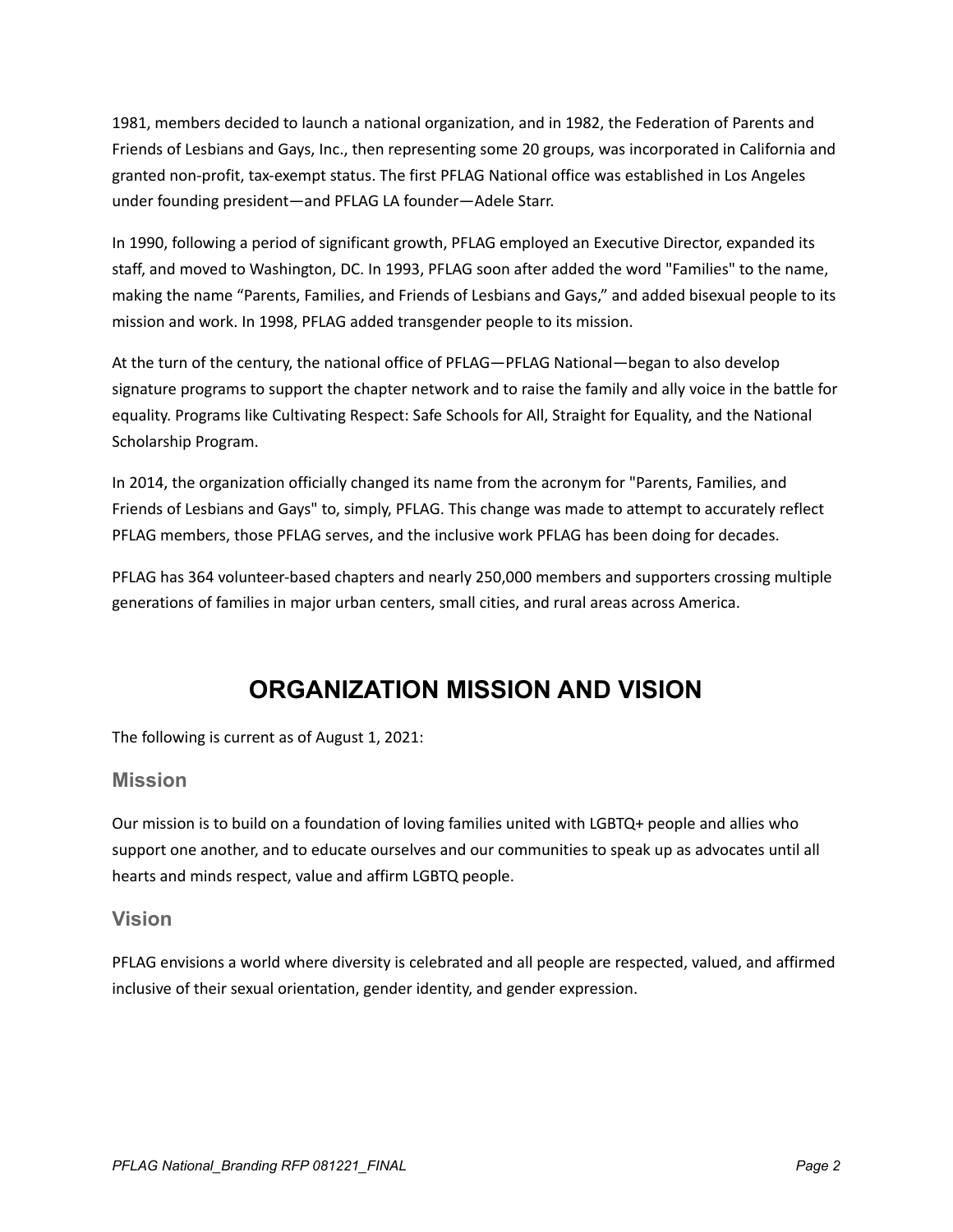1981, members decided to launch a national organization, and in 1982, the Federation of Parents and Friends of Lesbians and Gays, Inc., then representing some 20 groups, was incorporated in California and granted non-profit, tax-exempt status. The first PFLAG National office was established in Los Angeles under founding president—and PFLAG LA founder—Adele Starr.

In 1990, following a period of significant growth, PFLAG employed an Executive Director, expanded its staff, and moved to Washington, DC. In 1993, PFLAG soon after added the word "Families" to the name, making the name "Parents, Families, and Friends of Lesbians and Gays," and added bisexual people to its mission and work. In 1998, PFLAG added transgender people to its mission.

At the turn of the century, the national office of PFLAG—PFLAG National—began to also develop signature programs to support the chapter network and to raise the family and ally voice in the battle for equality. Programs like Cultivating Respect: Safe Schools for All, Straight for Equality, and the National Scholarship Program.

In 2014, the organization officially changed its name from the acronym for "Parents, Families, and Friends of Lesbians and Gays" to, simply, PFLAG. This change was made to attempt to accurately reflect PFLAG members, those PFLAG serves, and the inclusive work PFLAG has been doing for decades.

PFLAG has 364 volunteer-based chapters and nearly 250,000 members and supporters crossing multiple generations of families in major urban centers, small cities, and rural areas across America.

# ORGANIZATION MISSION AND VISION

The following is current as of August 1, 2021:

## Mission

Our mission is to build on a foundation of loving families united with LGBTQ+ people and allies who support one another, and to educate ourselves and our communities to speak up as advocates until all hearts and minds respect, value and affirm LGBTQ people.

## Vision

PFLAG envisions a world where diversity is celebrated and all people are respected, valued, and affirmed inclusive of their sexual orientation, gender identity, and gender expression.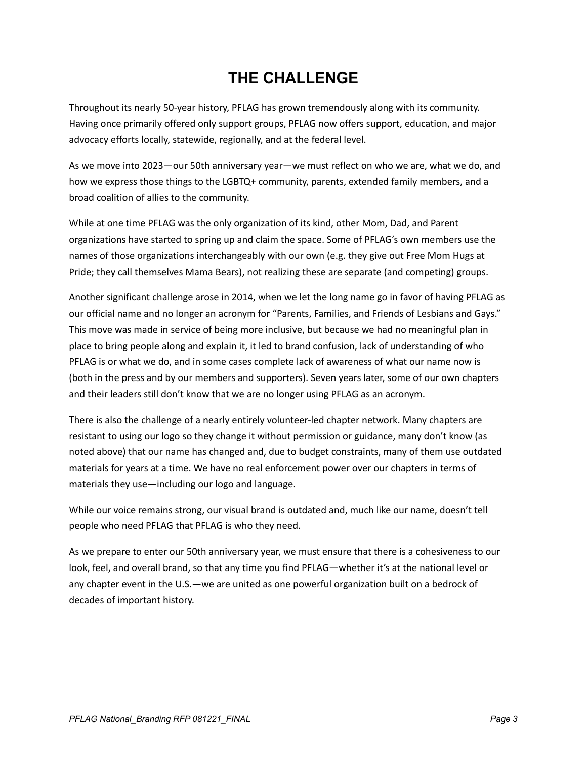# THE CHALLENGE

Throughout its nearly 50-year history, PFLAG has grown tremendously along with its community. Having once primarily offered only support groups, PFLAG now offers support, education, and major advocacy efforts locally, statewide, regionally, and at the federal level.

As we move into 2023—our 50th anniversary year—we must reflect on who we are, what we do, and how we express those things to the LGBTQ+ community, parents, extended family members, and a broad coalition of allies to the community.

While at one time PFLAG was the only organization of its kind, other Mom, Dad, and Parent organizations have started to spring up and claim the space. Some of PFLAG's own members use the names of those organizations interchangeably with our own (e.g. they give out Free Mom Hugs at Pride; they call themselves Mama Bears), not realizing these are separate (and competing) groups.

Another significant challenge arose in 2014, when we let the long name go in favor of having PFLAG as our official name and no longer an acronym for "Parents, Families, and Friends of Lesbians and Gays." This move was made in service of being more inclusive, but because we had no meaningful plan in place to bring people along and explain it, it led to brand confusion, lack of understanding of who PFLAG is or what we do, and in some cases complete lack of awareness of what our name now is (both in the press and by our members and supporters). Seven years later, some of our own chapters and their leaders still don't know that we are no longer using PFLAG as an acronym.

There is also the challenge of a nearly entirely volunteer-led chapter network. Many chapters are resistant to using our logo so they change it without permission or guidance, many don't know (as noted above) that our name has changed and, due to budget constraints, many of them use outdated materials for years at a time. We have no real enforcement power over our chapters in terms of materials they use—including our logo and language.

While our voice remains strong, our visual brand is outdated and, much like our name, doesn't tell people who need PFLAG that PFLAG is who they need.

As we prepare to enter our 50th anniversary year, we must ensure that there is a cohesiveness to our look, feel, and overall brand, so that any time you find PFLAG—whether it's at the national level or any chapter event in the U.S.—we are united as one powerful organization built on a bedrock of decades of important history.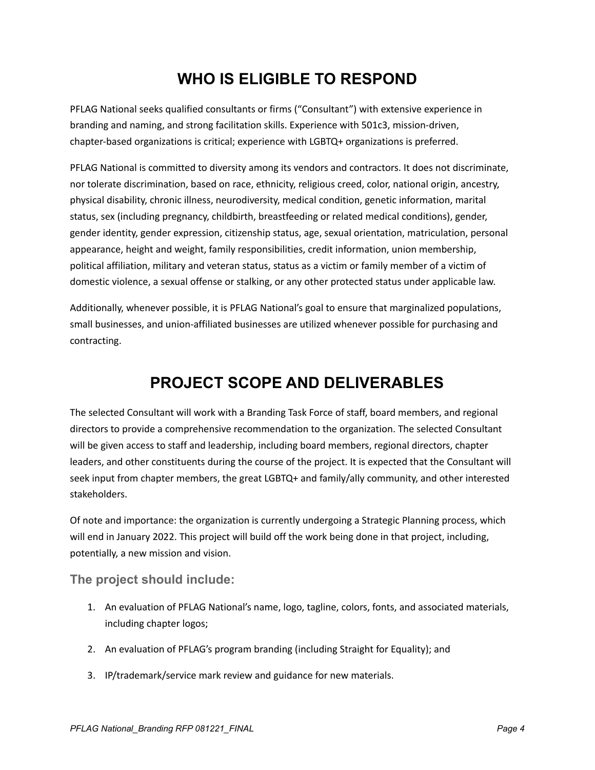# WHO IS ELIGIBLE TO RESPOND

PFLAG National seeks qualified consultants or firms ("Consultant") with extensive experience in branding and naming, and strong facilitation skills. Experience with 501c3, mission-driven, chapter-based organizations is critical; experience with LGBTQ+ organizations is preferred.

PFLAG National is committed to diversity among its vendors and contractors. It does not discriminate, nor tolerate discrimination, based on race, ethnicity, religious creed, color, national origin, ancestry, physical disability, chronic illness, neurodiversity, medical condition, genetic information, marital status, sex (including pregnancy, childbirth, breastfeeding or related medical conditions), gender, gender identity, gender expression, citizenship status, age, sexual orientation, matriculation, personal appearance, height and weight, family responsibilities, credit information, union membership, political affiliation, military and veteran status, status as a victim or family member of a victim of domestic violence, a sexual offense or stalking, or any other protected status under applicable law.

Additionally, whenever possible, it is PFLAG National's goal to ensure that marginalized populations, small businesses, and union-affiliated businesses are utilized whenever possible for purchasing and contracting.

# PROJECT SCOPE AND DELIVERABLES

The selected Consultant will work with a Branding Task Force of staff, board members, and regional directors to provide a comprehensive recommendation to the organization. The selected Consultant will be given access to staff and leadership, including board members, regional directors, chapter leaders, and other constituents during the course of the project. It is expected that the Consultant will seek input from chapter members, the great LGBTQ+ and family/ally community, and other interested stakeholders.

Of note and importance: the organization is currently undergoing a Strategic Planning process, which will end in January 2022. This project will build off the work being done in that project, including, potentially, a new mission and vision.

### The project should include:

1. An evaluation of PFLAG National's name, logo, tagline, colors, fonts, and associated materials, including chapter logos;
2. An evaluation of PFLAG's program branding (including Straight for Equality); and
3. IP/trademark/service mark review and guidance for new materials.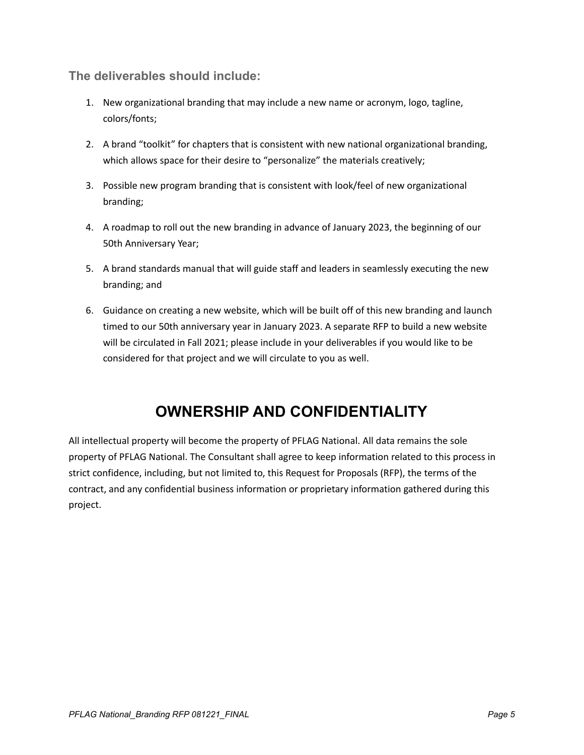### The deliverables should include:

1. New organizational branding that may include a new name or acronym, logo, tagline, colors/fonts;
2. A brand "toolkit" for chapters that is consistent with new national organizational branding, which allows space for their desire to "personalize" the materials creatively;
3. Possible new program branding that is consistent with look/feel of new organizational branding;
4. A roadmap to roll out the new branding in advance of January 2023, the beginning of our 50th Anniversary Year;
5. A brand standards manual that will guide staff and leaders in seamlessly executing the new branding; and
6. Guidance on creating a new website, which will be built off of this new branding and launch timed to our 50th anniversary year in January 2023. A separate RFP to build a new website will be circulated in Fall 2021; please include in your deliverables if you would like to be considered for that project and we will circulate to you as well.

## OWNERSHIP AND CONFIDENTIALITY

All intellectual property will become the property of PFLAG National. All data remains the sole property of PFLAG National. The Consultant shall agree to keep information related to this process in strict confidence, including, but not limited to, this Request for Proposals (RFP), the terms of the contract, and any confidential business information or proprietary information gathered during this project.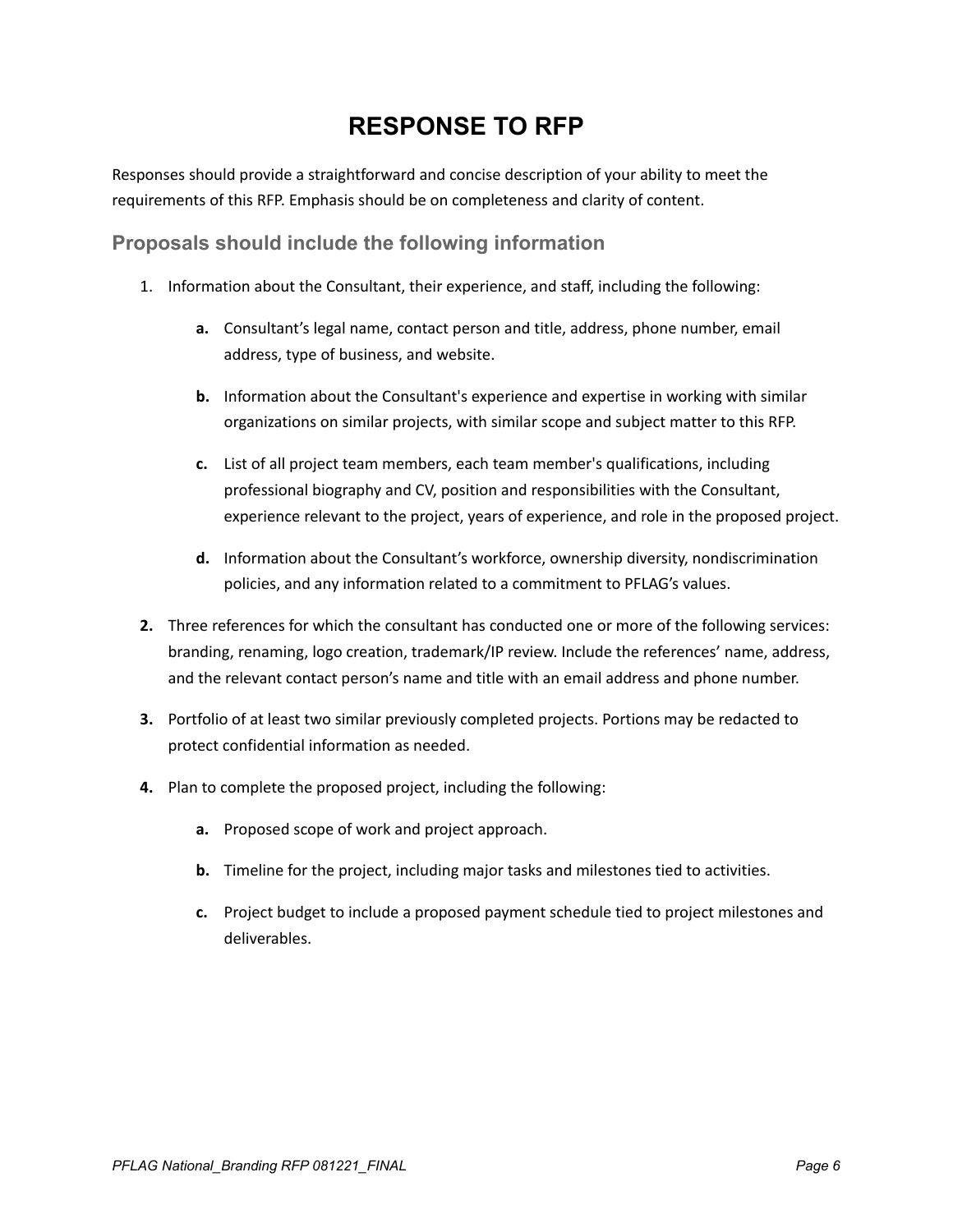# RESPONSE TO RFP

Responses should provide a straightforward and concise description of your ability to meet the requirements of this RFP. Emphasis should be on completeness and clarity of content.

## Proposals should include the following information

1. Information about the Consultant, their experience, and staff, including the following:

   **a.** Consultant's legal name, contact person and title, address, phone number, email address, type of business, and website.

   **b.** Information about the Consultant's experience and expertise in working with similar organizations on similar projects, with similar scope and subject matter to this RFP.

   **c.** List of all project team members, each team member's qualifications, including professional biography and CV, position and responsibilities with the Consultant, experience relevant to the project, years of experience, and role in the proposed project.

   **d.** Information about the Consultant's workforce, ownership diversity, nondiscrimination policies, and any information related to a commitment to PFLAG's values.

2. Three references for which the consultant has conducted one or more of the following services: branding, renaming, logo creation, trademark/IP review. Include the references' name, address, and the relevant contact person's name and title with an email address and phone number.

3. Portfolio of at least two similar previously completed projects. Portions may be redacted to protect confidential information as needed.

4. Plan to complete the proposed project, including the following:

   **a.** Proposed scope of work and project approach.

   **b.** Timeline for the project, including major tasks and milestones tied to activities.

   **c.** Project budget to include a proposed payment schedule tied to project milestones and deliverables.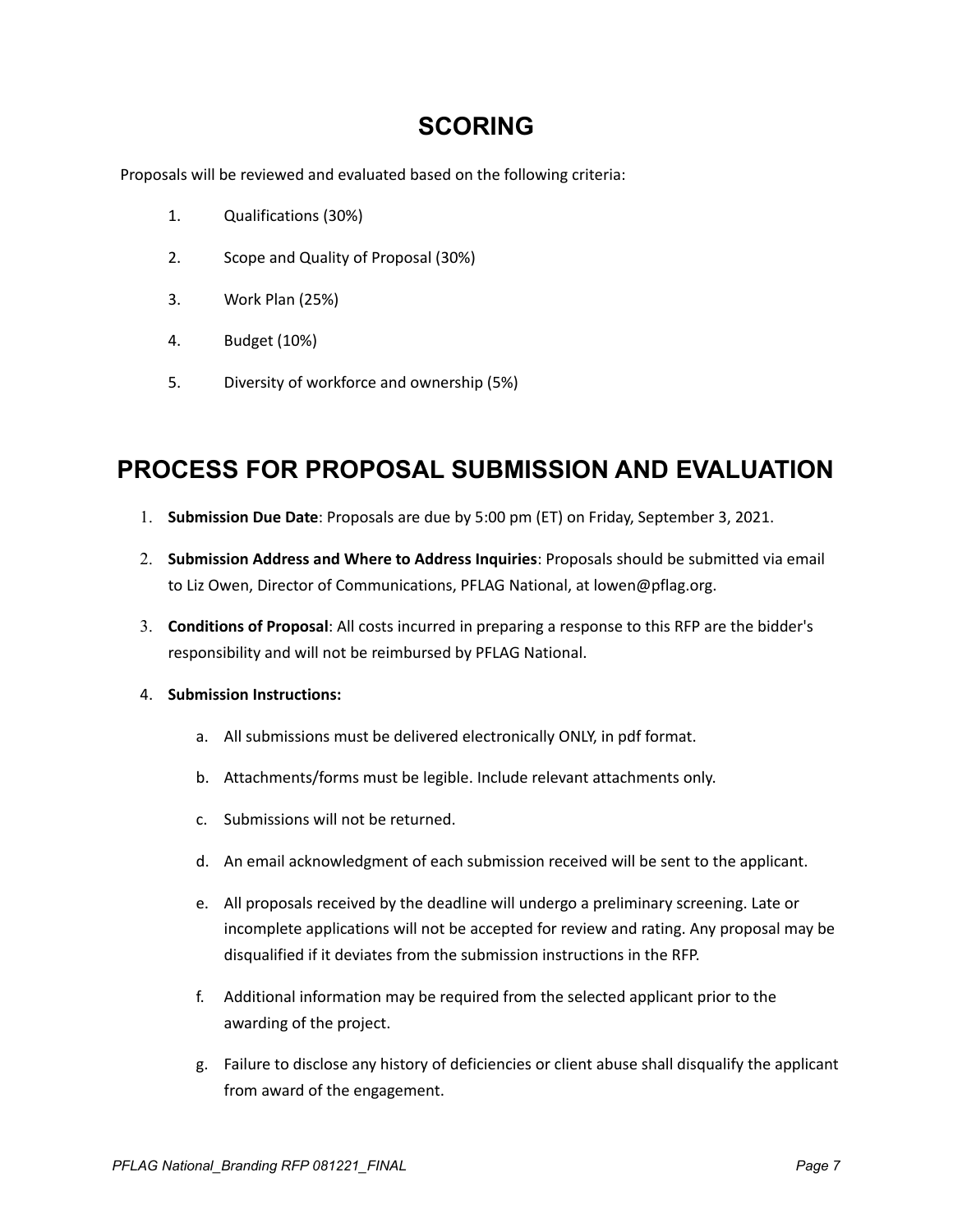## SCORING

Proposals will be reviewed and evaluated based on the following criteria:

1. Qualifications (30%)
2. Scope and Quality of Proposal (30%)
3. Work Plan (25%)
4. Budget (10%)
5. Diversity of workforce and ownership (5%)

## PROCESS FOR PROPOSAL SUBMISSION AND EVALUATION

1. **Submission Due Date**: Proposals are due by 5:00 pm (ET) on Friday, September 3, 2021.
2. **Submission Address and Where to Address Inquiries**: Proposals should be submitted via email to Liz Owen, Director of Communications, PFLAG National, at lowen@pflag.org.
3. **Conditions of Proposal**: All costs incurred in preparing a response to this RFP are the bidder's responsibility and will not be reimbursed by PFLAG National.
4. **Submission Instructions:**
   a. All submissions must be delivered electronically ONLY, in pdf format.
   b. Attachments/forms must be legible. Include relevant attachments only.
   c. Submissions will not be returned.
   d. An email acknowledgment of each submission received will be sent to the applicant.
   e. All proposals received by the deadline will undergo a preliminary screening. Late or incomplete applications will not be accepted for review and rating. Any proposal may be disqualified if it deviates from the submission instructions in the RFP.
   f. Additional information may be required from the selected applicant prior to the awarding of the project.
   g. Failure to disclose any history of deficiencies or client abuse shall disqualify the applicant from award of the engagement.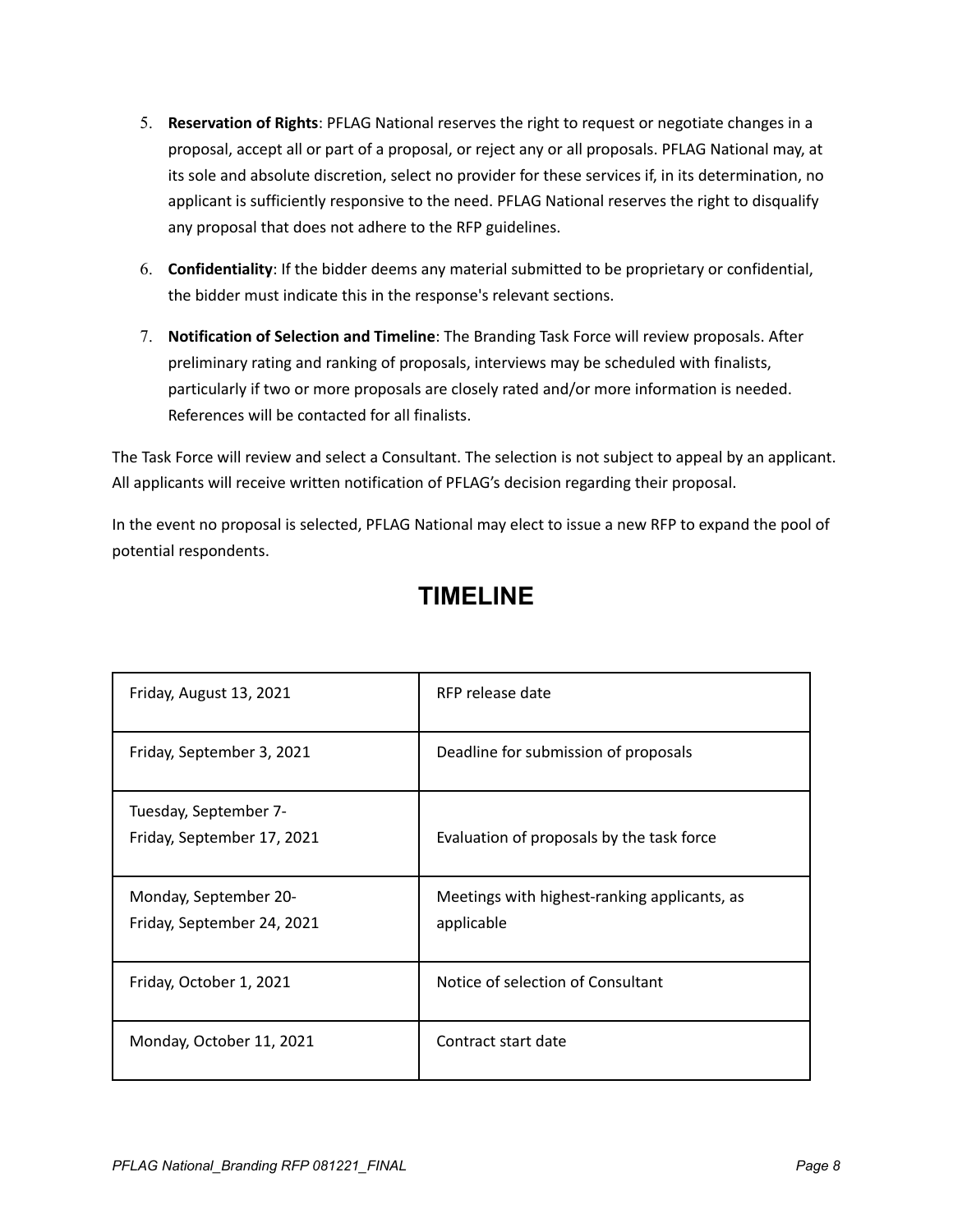5. **Reservation of Rights**: PFLAG National reserves the right to request or negotiate changes in a proposal, accept all or part of a proposal, or reject any or all proposals. PFLAG National may, at its sole and absolute discretion, select no provider for these services if, in its determination, no applicant is sufficiently responsive to the need. PFLAG National reserves the right to disqualify any proposal that does not adhere to the RFP guidelines.

6. **Confidentiality**: If the bidder deems any material submitted to be proprietary or confidential, the bidder must indicate this in the response's relevant sections.

7. **Notification of Selection and Timeline**: The Branding Task Force will review proposals. After preliminary rating and ranking of proposals, interviews may be scheduled with finalists, particularly if two or more proposals are closely rated and/or more information is needed. References will be contacted for all finalists.

The Task Force will review and select a Consultant. The selection is not subject to appeal by an applicant. All applicants will receive written notification of PFLAG's decision regarding their proposal.

In the event no proposal is selected, PFLAG National may elect to issue a new RFP to expand the pool of potential respondents.

# TIMELINE

| | |
|---|---|
| Friday, August 13, 2021 | RFP release date |
| Friday, September 3, 2021 | Deadline for submission of proposals |
| Tuesday, September 7-<br>Friday, September 17, 2021 | Evaluation of proposals by the task force |
| Monday, September 20-<br>Friday, September 24, 2021 | Meetings with highest-ranking applicants, as applicable |
| Friday, October 1, 2021 | Notice of selection of Consultant |
| Monday, October 11, 2021 | Contract start date |